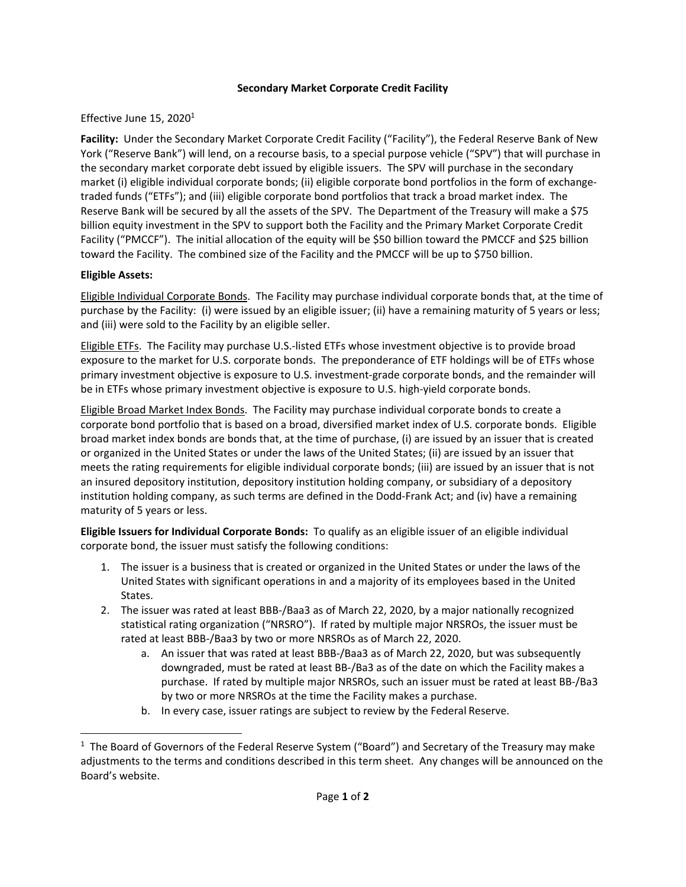**Secondary Market Corporate Credit Facility**

Effective June 15, 2020[1]

**Facility:** Under the Secondary Market Corporate Credit Facility ("Facility"), the Federal Reserve Bank of New York ("Reserve Bank") will lend, on a recourse basis, to a special purpose vehicle ("SPV") that will purchase in the secondary market corporate debt issued by eligible issuers. The SPV will purchase in the secondary market (i) eligible individual corporate bonds; (ii) eligible corporate bond portfolios in the form of exchange-traded funds ("ETFs"); and (iii) eligible corporate bond portfolios that track a broad market index. The Reserve Bank will be secured by all the assets of the SPV. The Department of the Treasury will make a $75 billion equity investment in the SPV to support both the Facility and the Primary Market Corporate Credit Facility ("PMCCF"). The initial allocation of the equity will be $50 billion toward the PMCCF and $25 billion toward the Facility. The combined size of the Facility and the PMCCF will be up to $750 billion.

**Eligible Assets:**

Eligible Individual Corporate Bonds. The Facility may purchase individual corporate bonds that, at the time of purchase by the Facility: (i) were issued by an eligible issuer; (ii) have a remaining maturity of 5 years or less; and (iii) were sold to the Facility by an eligible seller.

Eligible ETFs. The Facility may purchase U.S.-listed ETFs whose investment objective is to provide broad exposure to the market for U.S. corporate bonds. The preponderance of ETF holdings will be of ETFs whose primary investment objective is exposure to U.S. investment-grade corporate bonds, and the remainder will be in ETFs whose primary investment objective is exposure to U.S. high-yield corporate bonds.

Eligible Broad Market Index Bonds. The Facility may purchase individual corporate bonds to create a corporate bond portfolio that is based on a broad, diversified market index of U.S. corporate bonds. Eligible broad market index bonds are bonds that, at the time of purchase, (i) are issued by an issuer that is created or organized in the United States or under the laws of the United States; (ii) are issued by an issuer that meets the rating requirements for eligible individual corporate bonds; (iii) are issued by an issuer that is not an insured depository institution, depository institution holding company, or subsidiary of a depository institution holding company, as such terms are defined in the Dodd-Frank Act; and (iv) have a remaining maturity of 5 years or less.

**Eligible Issuers for Individual Corporate Bonds:** To qualify as an eligible issuer of an eligible individual corporate bond, the issuer must satisfy the following conditions:

1. The issuer is a business that is created or organized in the United States or under the laws of the United States with significant operations in and a majority of its employees based in the United States.
2. The issuer was rated at least BBB-/Baa3 as of March 22, 2020, by a major nationally recognized statistical rating organization ("NRSRO"). If rated by multiple major NRSROs, the issuer must be rated at least BBB-/Baa3 by two or more NRSROs as of March 22, 2020.
    a. An issuer that was rated at least BBB-/Baa3 as of March 22, 2020, but was subsequently downgraded, must be rated at least BB-/Ba3 as of the date on which the Facility makes a purchase. If rated by multiple major NRSROs, such an issuer must be rated at least BB-/Ba3 by two or more NRSROs at the time the Facility makes a purchase.
    b. In every case, issuer ratings are subject to review by the Federal Reserve.

[1] The Board of Governors of the Federal Reserve System ("Board") and Secretary of the Treasury may make adjustments to the terms and conditions described in this term sheet. Any changes will be announced on the Board's website.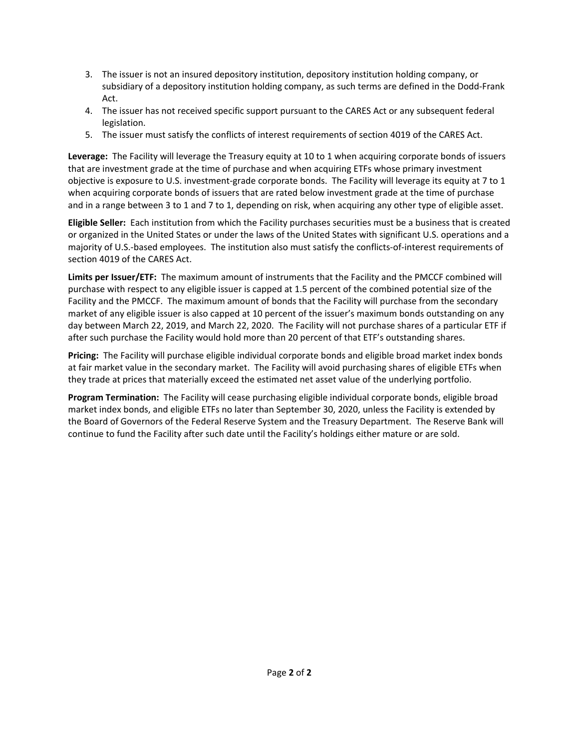3. The issuer is not an insured depository institution, depository institution holding company, or subsidiary of a depository institution holding company, as such terms are defined in the Dodd-Frank Act.
4. The issuer has not received specific support pursuant to the CARES Act or any subsequent federal legislation.
5. The issuer must satisfy the conflicts of interest requirements of section 4019 of the CARES Act.

**Leverage:** The Facility will leverage the Treasury equity at 10 to 1 when acquiring corporate bonds of issuers that are investment grade at the time of purchase and when acquiring ETFs whose primary investment objective is exposure to U.S. investment-grade corporate bonds. The Facility will leverage its equity at 7 to 1 when acquiring corporate bonds of issuers that are rated below investment grade at the time of purchase and in a range between 3 to 1 and 7 to 1, depending on risk, when acquiring any other type of eligible asset.

**Eligible Seller:** Each institution from which the Facility purchases securities must be a business that is created or organized in the United States or under the laws of the United States with significant U.S. operations and a majority of U.S.-based employees. The institution also must satisfy the conflicts-of-interest requirements of section 4019 of the CARES Act.

**Limits per Issuer/ETF:** The maximum amount of instruments that the Facility and the PMCCF combined will purchase with respect to any eligible issuer is capped at 1.5 percent of the combined potential size of the Facility and the PMCCF. The maximum amount of bonds that the Facility will purchase from the secondary market of any eligible issuer is also capped at 10 percent of the issuer's maximum bonds outstanding on any day between March 22, 2019, and March 22, 2020. The Facility will not purchase shares of a particular ETF if after such purchase the Facility would hold more than 20 percent of that ETF's outstanding shares.

**Pricing:** The Facility will purchase eligible individual corporate bonds and eligible broad market index bonds at fair market value in the secondary market. The Facility will avoid purchasing shares of eligible ETFs when they trade at prices that materially exceed the estimated net asset value of the underlying portfolio.

**Program Termination:** The Facility will cease purchasing eligible individual corporate bonds, eligible broad market index bonds, and eligible ETFs no later than September 30, 2020, unless the Facility is extended by the Board of Governors of the Federal Reserve System and the Treasury Department. The Reserve Bank will continue to fund the Facility after such date until the Facility's holdings either mature or are sold.